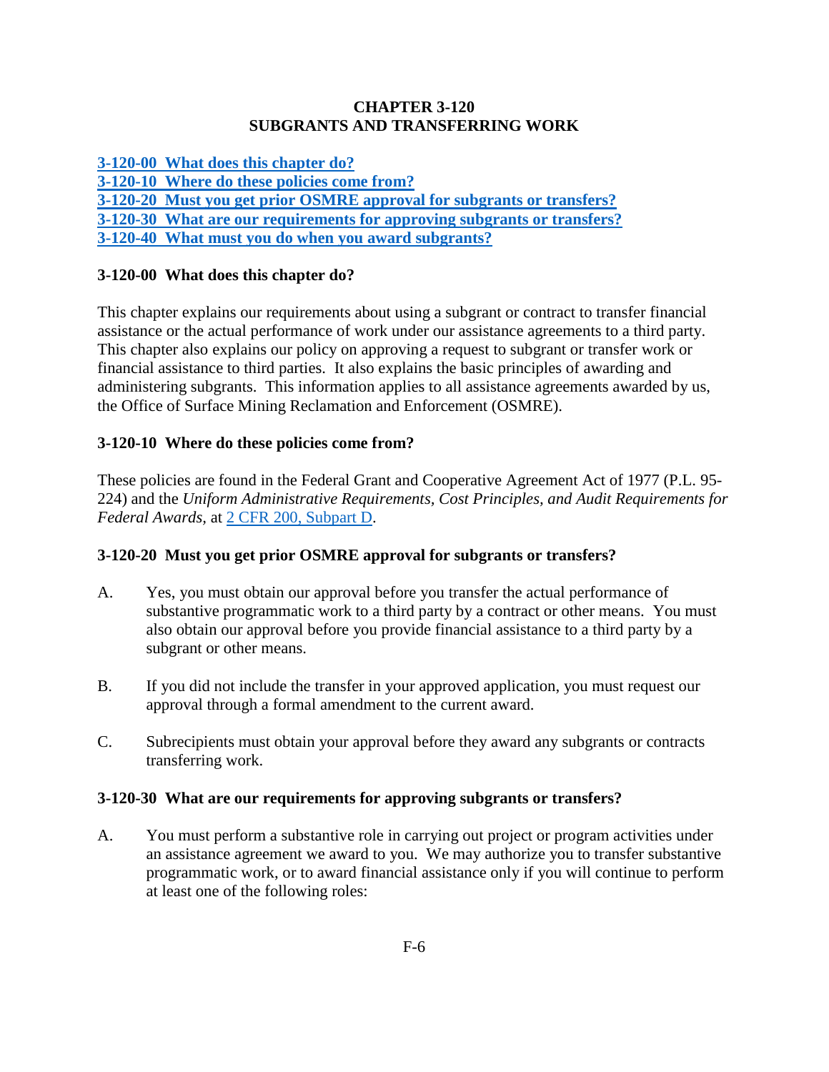# CHAPTER 3-120
# SUBGRANTS AND TRANSFERRING WORK

[3-120-00 What does this chapter do?](#)
[3-120-10 Where do these policies come from?](#)
[3-120-20 Must you get prior OSMRE approval for subgrants or transfers?](#)
[3-120-30 What are our requirements for approving subgrants or transfers?](#)
[3-120-40 What must you do when you award subgrants?](#)

## 3-120-00 What does this chapter do?

This chapter explains our requirements about using a subgrant or contract to transfer financial assistance or the actual performance of work under our assistance agreements to a third party. This chapter also explains our policy on approving a request to subgrant or transfer work or financial assistance to third parties. It also explains the basic principles of awarding and administering subgrants. This information applies to all assistance agreements awarded by us, the Office of Surface Mining Reclamation and Enforcement (OSMRE).

## 3-120-10 Where do these policies come from?

These policies are found in the Federal Grant and Cooperative Agreement Act of 1977 (P.L. 95-224) and the *Uniform Administrative Requirements, Cost Principles, and Audit Requirements for Federal Awards*, at [2 CFR 200, Subpart D](#).

## 3-120-20 Must you get prior OSMRE approval for subgrants or transfers?

A. Yes, you must obtain our approval before you transfer the actual performance of substantive programmatic work to a third party by a contract or other means. You must also obtain our approval before you provide financial assistance to a third party by a subgrant or other means.

B. If you did not include the transfer in your approved application, you must request our approval through a formal amendment to the current award.

C. Subrecipients must obtain your approval before they award any subgrants or contracts transferring work.

## 3-120-30 What are our requirements for approving subgrants or transfers?

A. You must perform a substantive role in carrying out project or program activities under an assistance agreement we award to you. We may authorize you to transfer substantive programmatic work, or to award financial assistance only if you will continue to perform at least one of the following roles: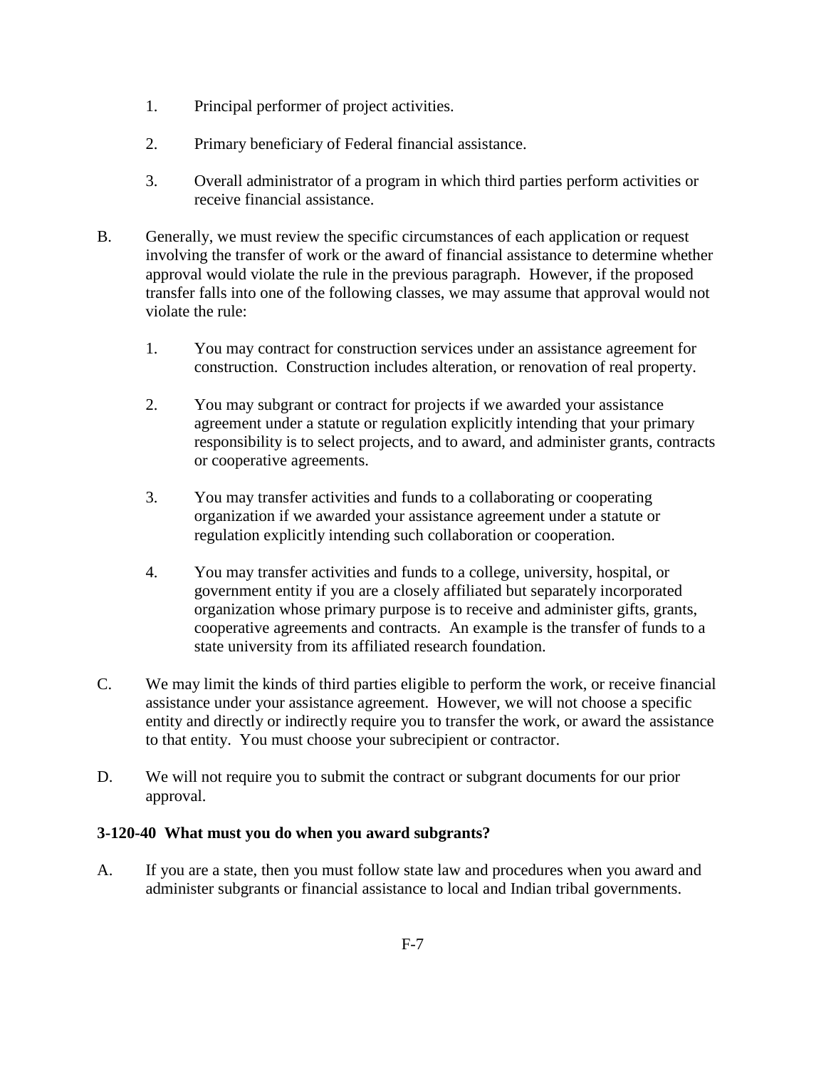1. Principal performer of project activities.

2. Primary beneficiary of Federal financial assistance.

3. Overall administrator of a program in which third parties perform activities or receive financial assistance.

B. Generally, we must review the specific circumstances of each application or request involving the transfer of work or the award of financial assistance to determine whether approval would violate the rule in the previous paragraph. However, if the proposed transfer falls into one of the following classes, we may assume that approval would not violate the rule:

1. You may contract for construction services under an assistance agreement for construction. Construction includes alteration, or renovation of real property.

2. You may subgrant or contract for projects if we awarded your assistance agreement under a statute or regulation explicitly intending that your primary responsibility is to select projects, and to award, and administer grants, contracts or cooperative agreements.

3. You may transfer activities and funds to a collaborating or cooperating organization if we awarded your assistance agreement under a statute or regulation explicitly intending such collaboration or cooperation.

4. You may transfer activities and funds to a college, university, hospital, or government entity if you are a closely affiliated but separately incorporated organization whose primary purpose is to receive and administer gifts, grants, cooperative agreements and contracts. An example is the transfer of funds to a state university from its affiliated research foundation.

C. We may limit the kinds of third parties eligible to perform the work, or receive financial assistance under your assistance agreement. However, we will not choose a specific entity and directly or indirectly require you to transfer the work, or award the assistance to that entity. You must choose your subrecipient or contractor.

D. We will not require you to submit the contract or subgrant documents for our prior approval.

### 3-120-40 What must you do when you award subgrants?

A. If you are a state, then you must follow state law and procedures when you award and administer subgrants or financial assistance to local and Indian tribal governments.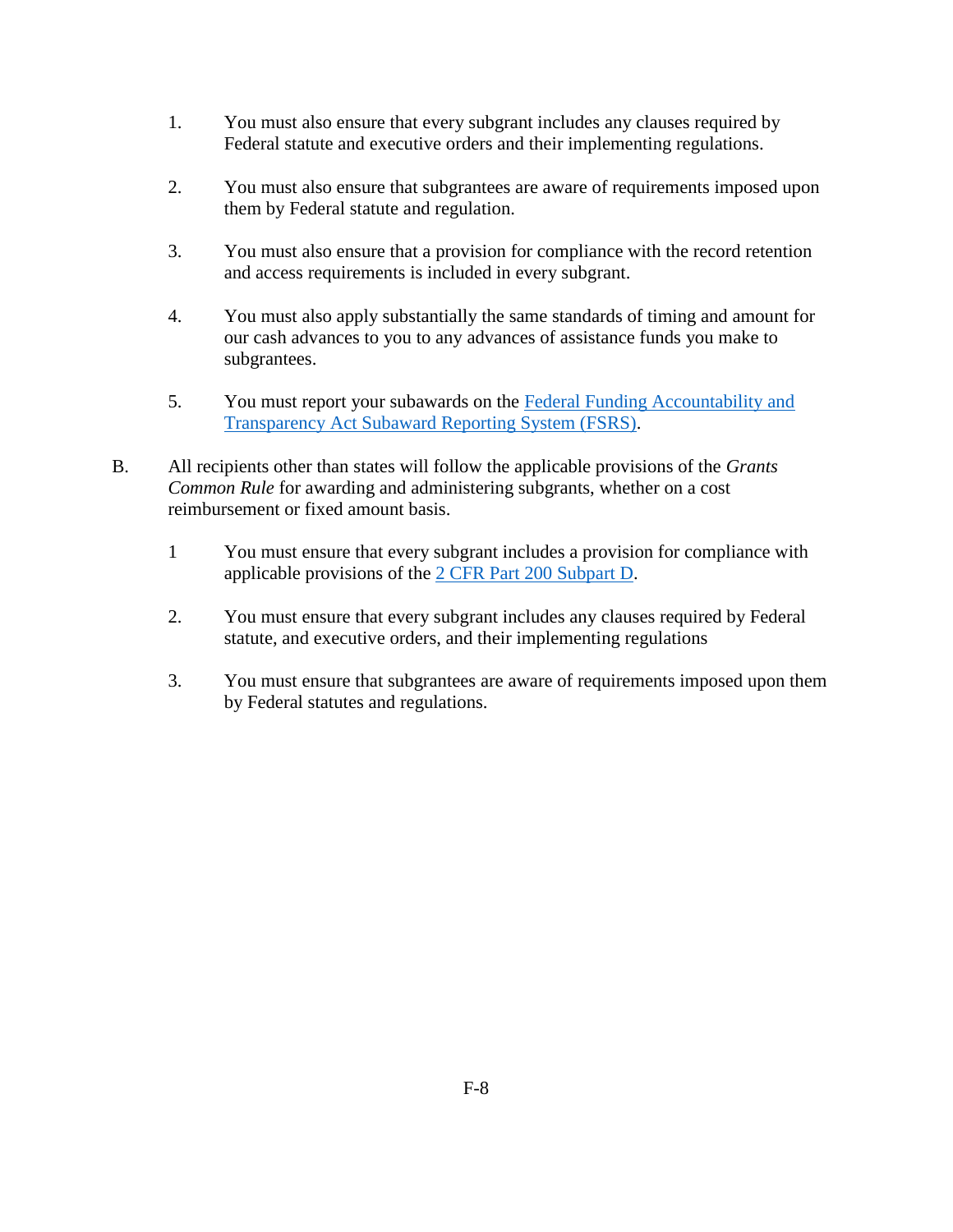1. You must also ensure that every subgrant includes any clauses required by Federal statute and executive orders and their implementing regulations.

2. You must also ensure that subgrantees are aware of requirements imposed upon them by Federal statute and regulation.

3. You must also ensure that a provision for compliance with the record retention and access requirements is included in every subgrant.

4. You must also apply substantially the same standards of timing and amount for our cash advances to you to any advances of assistance funds you make to subgrantees.

5. You must report your subawards on the [Federal Funding Accountability and Transparency Act Subaward Reporting System (FSRS)]().

B. All recipients other than states will follow the applicable provisions of the *Grants Common Rule* for awarding and administering subgrants, whether on a cost reimbursement or fixed amount basis.

   1 You must ensure that every subgrant includes a provision for compliance with applicable provisions of the [2 CFR Part 200 Subpart D]().

   2. You must ensure that every subgrant includes any clauses required by Federal statute, and executive orders, and their implementing regulations

   3. You must ensure that subgrantees are aware of requirements imposed upon them by Federal statutes and regulations.